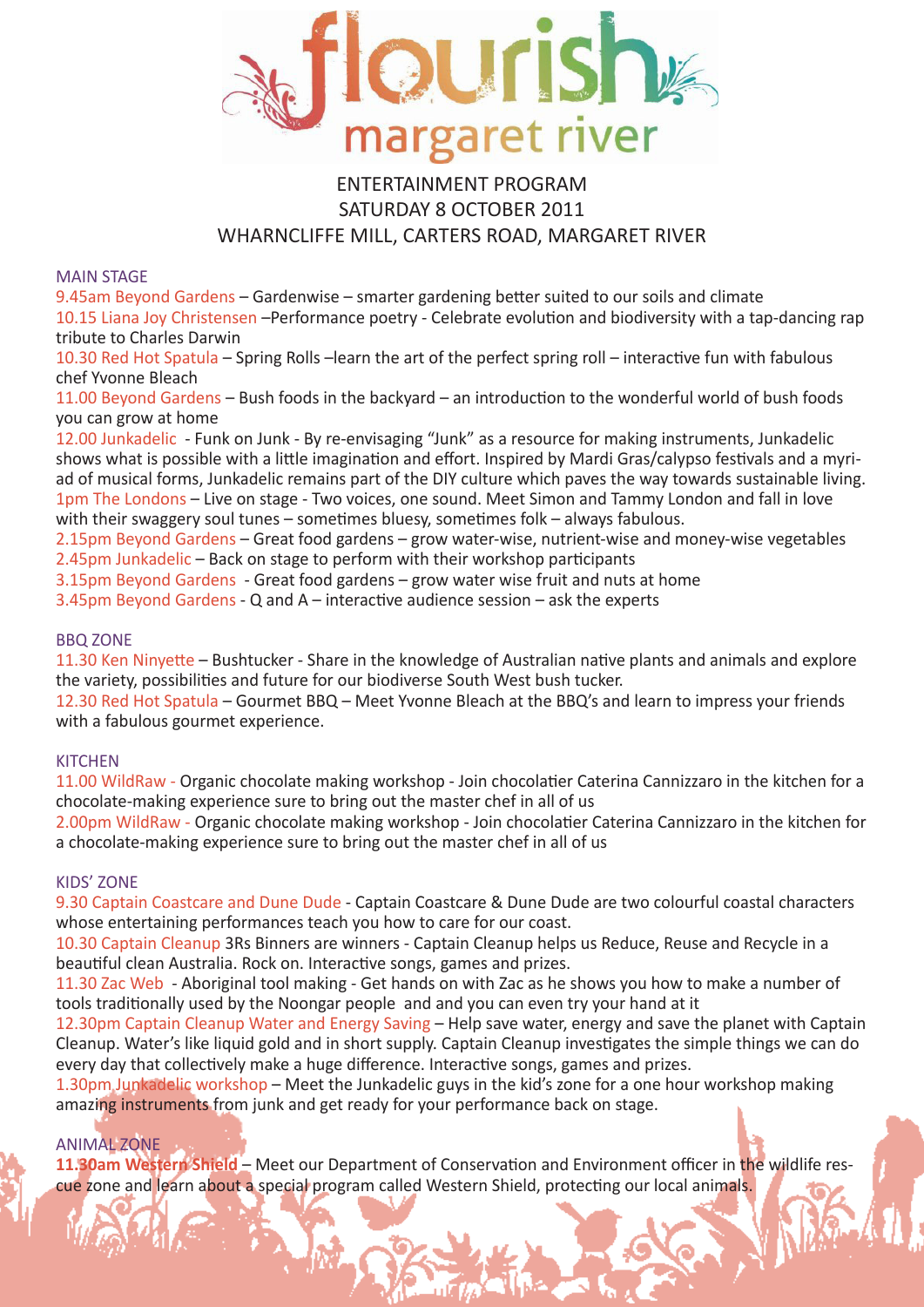# flourish margaret river

ENTERTAINMENT PROGRAM
SATURDAY 8 OCTOBER 2011
WHARNCLIFFE MILL, CARTERS ROAD, MARGARET RIVER

## MAIN STAGE

9.45am Beyond Gardens – Gardenwise – smarter gardening better suited to our soils and climate
10.15 Liana Joy Christensen –Performance poetry - Celebrate evolution and biodiversity with a tap-dancing rap tribute to Charles Darwin
10.30 Red Hot Spatula – Spring Rolls –learn the art of the perfect spring roll – interactive fun with fabulous chef Yvonne Bleach
11.00 Beyond Gardens – Bush foods in the backyard – an introduction to the wonderful world of bush foods you can grow at home
12.00 Junkadelic - Funk on Junk - By re-envisaging "Junk" as a resource for making instruments, Junkadelic shows what is possible with a little imagination and effort. Inspired by Mardi Gras/calypso festivals and a myriad of musical forms, Junkadelic remains part of the DIY culture which paves the way towards sustainable living.
1pm The Londons – Live on stage - Two voices, one sound. Meet Simon and Tammy London and fall in love with their swaggery soul tunes – sometimes bluesy, sometimes folk – always fabulous.
2.15pm Beyond Gardens – Great food gardens – grow water-wise, nutrient-wise and money-wise vegetables
2.45pm Junkadelic – Back on stage to perform with their workshop participants
3.15pm Beyond Gardens - Great food gardens – grow water wise fruit and nuts at home
3.45pm Beyond Gardens - Q and A – interactive audience session – ask the experts

## BBQ ZONE

11.30 Ken Ninyette – Bushtucker - Share in the knowledge of Australian native plants and animals and explore the variety, possibilities and future for our biodiverse South West bush tucker.
12.30 Red Hot Spatula – Gourmet BBQ – Meet Yvonne Bleach at the BBQ's and learn to impress your friends with a fabulous gourmet experience.

## KITCHEN

11.00 WildRaw - Organic chocolate making workshop - Join chocolatier Caterina Cannizzaro in the kitchen for a chocolate-making experience sure to bring out the master chef in all of us
2.00pm WildRaw - Organic chocolate making workshop - Join chocolatier Caterina Cannizzaro in the kitchen for a chocolate-making experience sure to bring out the master chef in all of us

## KIDS' ZONE

9.30 Captain Coastcare and Dune Dude - Captain Coastcare & Dune Dude are two colourful coastal characters whose entertaining performances teach you how to care for our coast.
10.30 Captain Cleanup 3Rs Binners are winners - Captain Cleanup helps us Reduce, Reuse and Recycle in a beautiful clean Australia. Rock on. Interactive songs, games and prizes.
11.30 Zac Web - Aboriginal tool making - Get hands on with Zac as he shows you how to make a number of tools traditionally used by the Noongar people and and you can even try your hand at it
12.30pm Captain Cleanup Water and Energy Saving – Help save water, energy and save the planet with Captain Cleanup. Water's like liquid gold and in short supply. Captain Cleanup investigates the simple things we can do every day that collectively make a huge difference. Interactive songs, games and prizes.
1.30pm Junkadelic workshop – Meet the Junkadelic guys in the kid's zone for a one hour workshop making amazing instruments from junk and get ready for your performance back on stage.

## ANIMAL ZONE

**11.30am Western Shield** – Meet our Department of Conservation and Environment officer in the wildlife rescue zone and learn about a special program called Western Shield, protecting our local animals.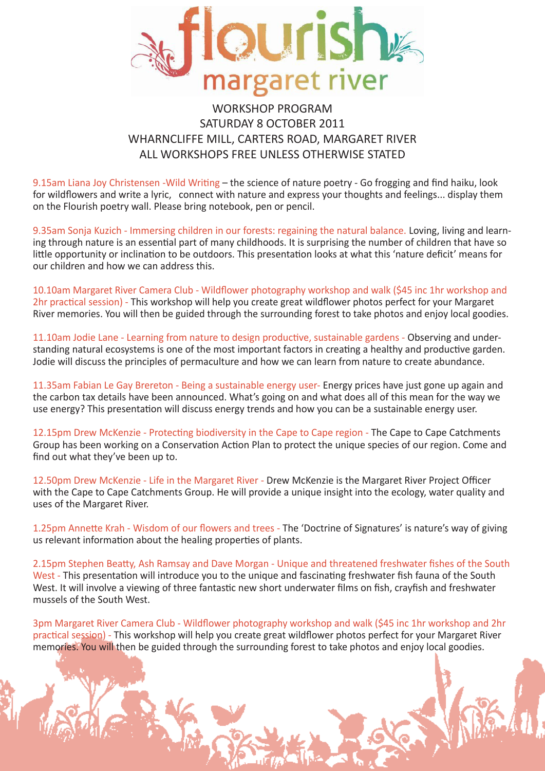# flourish margaret river

## WORKSHOP PROGRAM
## SATURDAY 8 OCTOBER 2011
## WHARNCLIFFE MILL, CARTERS ROAD, MARGARET RIVER
## ALL WORKSHOPS FREE UNLESS OTHERWISE STATED

9.15am Liana Joy Christensen -Wild Writing – the science of nature poetry - Go frogging and find haiku, look for wildflowers and write a lyric, connect with nature and express your thoughts and feelings... display them on the Flourish poetry wall. Please bring notebook, pen or pencil.

9.35am Sonja Kuzich - Immersing children in our forests: regaining the natural balance. Loving, living and learning through nature is an essential part of many childhoods. It is surprising the number of children that have so little opportunity or inclination to be outdoors. This presentation looks at what this 'nature deficit' means for our children and how we can address this.

10.10am Margaret River Camera Club - Wildflower photography workshop and walk ($45 inc 1hr workshop and 2hr practical session) - This workshop will help you create great wildflower photos perfect for your Margaret River memories. You will then be guided through the surrounding forest to take photos and enjoy local goodies.

11.10am Jodie Lane - Learning from nature to design productive, sustainable gardens - Observing and understanding natural ecosystems is one of the most important factors in creating a healthy and productive garden. Jodie will discuss the principles of permaculture and how we can learn from nature to create abundance.

11.35am Fabian Le Gay Brereton - Being a sustainable energy user- Energy prices have just gone up again and the carbon tax details have been announced. What's going on and what does all of this mean for the way we use energy? This presentation will discuss energy trends and how you can be a sustainable energy user.

12.15pm Drew McKenzie - Protecting biodiversity in the Cape to Cape region - The Cape to Cape Catchments Group has been working on a Conservation Action Plan to protect the unique species of our region. Come and find out what they've been up to.

12.50pm Drew McKenzie - Life in the Margaret River - Drew McKenzie is the Margaret River Project Officer with the Cape to Cape Catchments Group. He will provide a unique insight into the ecology, water quality and uses of the Margaret River.

1.25pm Annette Krah - Wisdom of our flowers and trees - The 'Doctrine of Signatures' is nature's way of giving us relevant information about the healing properties of plants.

2.15pm Stephen Beatty, Ash Ramsay and Dave Morgan - Unique and threatened freshwater fishes of the South West - This presentation will introduce you to the unique and fascinating freshwater fish fauna of the South West. It will involve a viewing of three fantastic new short underwater films on fish, crayfish and freshwater mussels of the South West.

3pm Margaret River Camera Club - Wildflower photography workshop and walk ($45 inc 1hr workshop and 2hr practical session) - This workshop will help you create great wildflower photos perfect for your Margaret River memories. You will then be guided through the surrounding forest to take photos and enjoy local goodies.